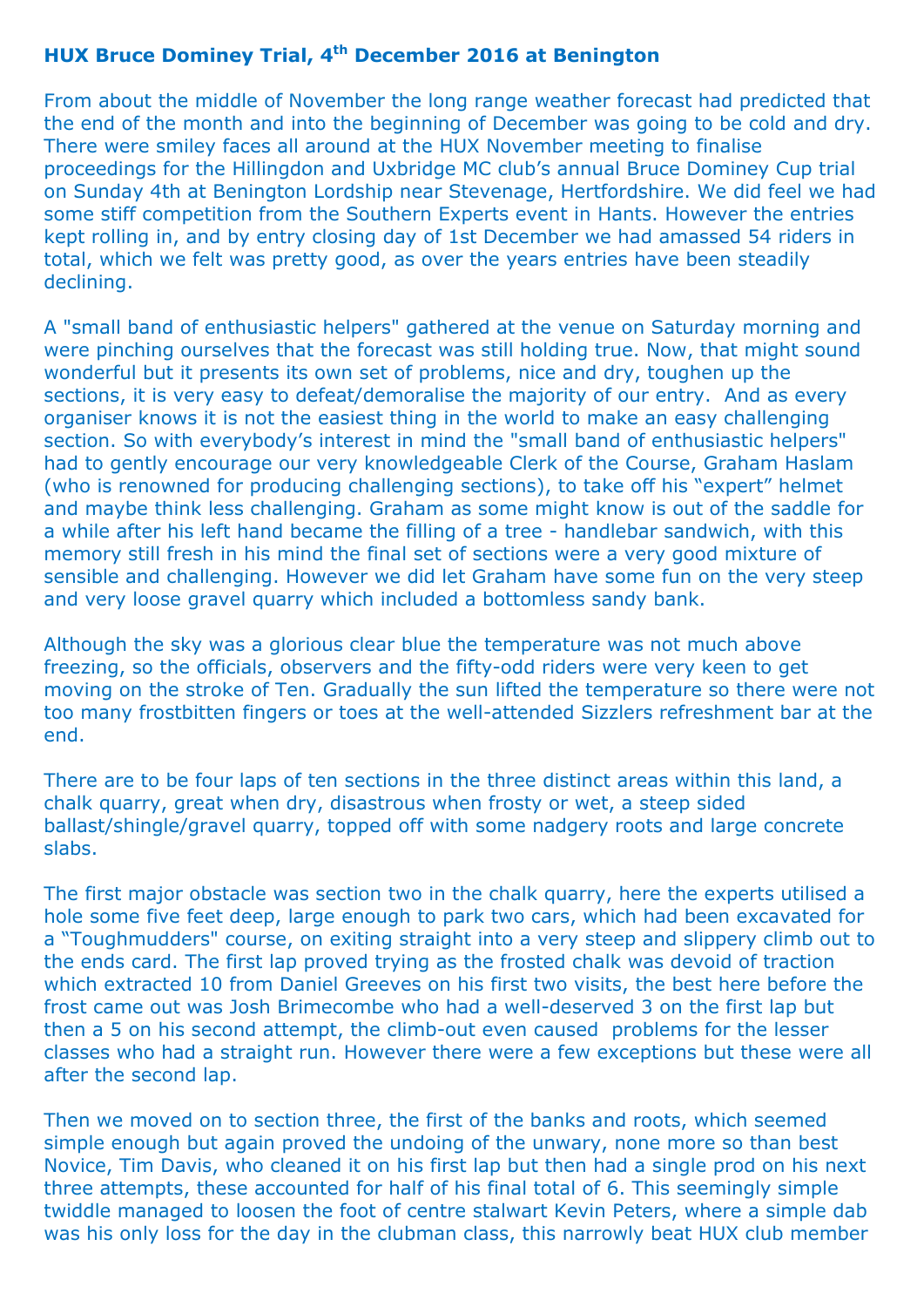## HUX Bruce Dominey Trial, 4th December 2016 at Benington

From about the middle of November the long range weather forecast had predicted that the end of the month and into the beginning of December was going to be cold and dry. There were smiley faces all around at the HUX November meeting to finalise proceedings for the Hillingdon and Uxbridge MC club's annual Bruce Dominey Cup trial on Sunday 4th at Benington Lordship near Stevenage, Hertfordshire. We did feel we had some stiff competition from the Southern Experts event in Hants. However the entries kept rolling in, and by entry closing day of 1st December we had amassed 54 riders in total, which we felt was pretty good, as over the years entries have been steadily declining.

A "small band of enthusiastic helpers" gathered at the venue on Saturday morning and were pinching ourselves that the forecast was still holding true. Now, that might sound wonderful but it presents its own set of problems, nice and dry, toughen up the sections, it is very easy to defeat/demoralise the majority of our entry. And as every organiser knows it is not the easiest thing in the world to make an easy challenging section. So with everybody's interest in mind the "small band of enthusiastic helpers" had to gently encourage our very knowledgeable Clerk of the Course, Graham Haslam (who is renowned for producing challenging sections), to take off his "expert" helmet and maybe think less challenging. Graham as some might know is out of the saddle for a while after his left hand became the filling of a tree - handlebar sandwich, with this memory still fresh in his mind the final set of sections were a very good mixture of sensible and challenging. However we did let Graham have some fun on the very steep and very loose gravel quarry which included a bottomless sandy bank.

Although the sky was a glorious clear blue the temperature was not much above freezing, so the officials, observers and the fifty-odd riders were very keen to get moving on the stroke of Ten. Gradually the sun lifted the temperature so there were not too many frostbitten fingers or toes at the well-attended Sizzlers refreshment bar at the end.

There are to be four laps of ten sections in the three distinct areas within this land, a chalk quarry, great when dry, disastrous when frosty or wet, a steep sided ballast/shingle/gravel quarry, topped off with some nadgery roots and large concrete slabs.

The first major obstacle was section two in the chalk quarry, here the experts utilised a hole some five feet deep, large enough to park two cars, which had been excavated for a "Toughmudders" course, on exiting straight into a very steep and slippery climb out to the ends card. The first lap proved trying as the frosted chalk was devoid of traction which extracted 10 from Daniel Greeves on his first two visits, the best here before the frost came out was Josh Brimecombe who had a well-deserved 3 on the first lap but then a 5 on his second attempt, the climb-out even caused problems for the lesser classes who had a straight run. However there were a few exceptions but these were all after the second lap.

Then we moved on to section three, the first of the banks and roots, which seemed simple enough but again proved the undoing of the unwary, none more so than best Novice, Tim Davis, who cleaned it on his first lap but then had a single prod on his next three attempts, these accounted for half of his final total of 6. This seemingly simple twiddle managed to loosen the foot of centre stalwart Kevin Peters, where a simple dab was his only loss for the day in the clubman class, this narrowly beat HUX club member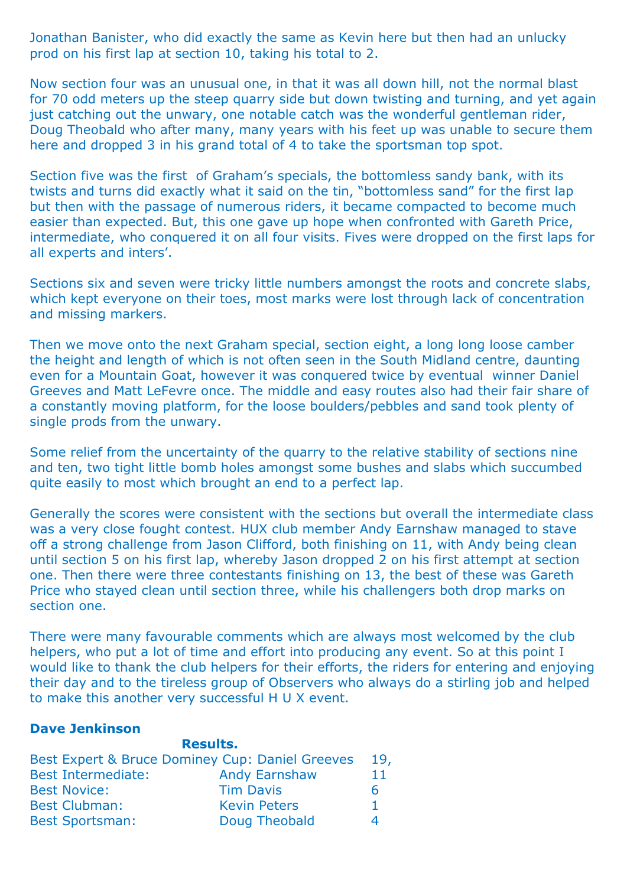Jonathan Banister, who did exactly the same as Kevin here but then had an unlucky prod on his first lap at section 10, taking his total to 2.

Now section four was an unusual one, in that it was all down hill, not the normal blast for 70 odd meters up the steep quarry side but down twisting and turning, and yet again just catching out the unwary, one notable catch was the wonderful gentleman rider, Doug Theobald who after many, many years with his feet up was unable to secure them here and dropped 3 in his grand total of 4 to take the sportsman top spot.

Section five was the first of Graham's specials, the bottomless sandy bank, with its twists and turns did exactly what it said on the tin, "bottomless sand" for the first lap but then with the passage of numerous riders, it became compacted to become much easier than expected. But, this one gave up hope when confronted with Gareth Price, intermediate, who conquered it on all four visits. Fives were dropped on the first laps for all experts and inters'.

Sections six and seven were tricky little numbers amongst the roots and concrete slabs, which kept everyone on their toes, most marks were lost through lack of concentration and missing markers.

Then we move onto the next Graham special, section eight, a long long loose camber the height and length of which is not often seen in the South Midland centre, daunting even for a Mountain Goat, however it was conquered twice by eventual winner Daniel Greeves and Matt LeFevre once. The middle and easy routes also had their fair share of a constantly moving platform, for the loose boulders/pebbles and sand took plenty of single prods from the unwary.

Some relief from the uncertainty of the quarry to the relative stability of sections nine and ten, two tight little bomb holes amongst some bushes and slabs which succumbed quite easily to most which brought an end to a perfect lap.

Generally the scores were consistent with the sections but overall the intermediate class was a very close fought contest. HUX club member Andy Earnshaw managed to stave off a strong challenge from Jason Clifford, both finishing on 11, with Andy being clean until section 5 on his first lap, whereby Jason dropped 2 on his first attempt at section one. Then there were three contestants finishing on 13, the best of these was Gareth Price who stayed clean until section three, while his challengers both drop marks on section one.

There were many favourable comments which are always most welcomed by the club helpers, who put a lot of time and effort into producing any event. So at this point I would like to thank the club helpers for their efforts, the riders for entering and enjoying their day and to the tireless group of Observers who always do a stirling job and helped to make this another very successful H U X event.

**Dave Jenkinson**

**Results.**

| | | |
|---|---|---|
| Best Expert & Bruce Dominey Cup: | Daniel Greeves | 19, |
| Best Intermediate: | Andy Earnshaw | 11 |
| Best Novice: | Tim Davis | 6 |
| Best Clubman: | Kevin Peters | 1 |
| Best Sportsman: | Doug Theobald | 4 |